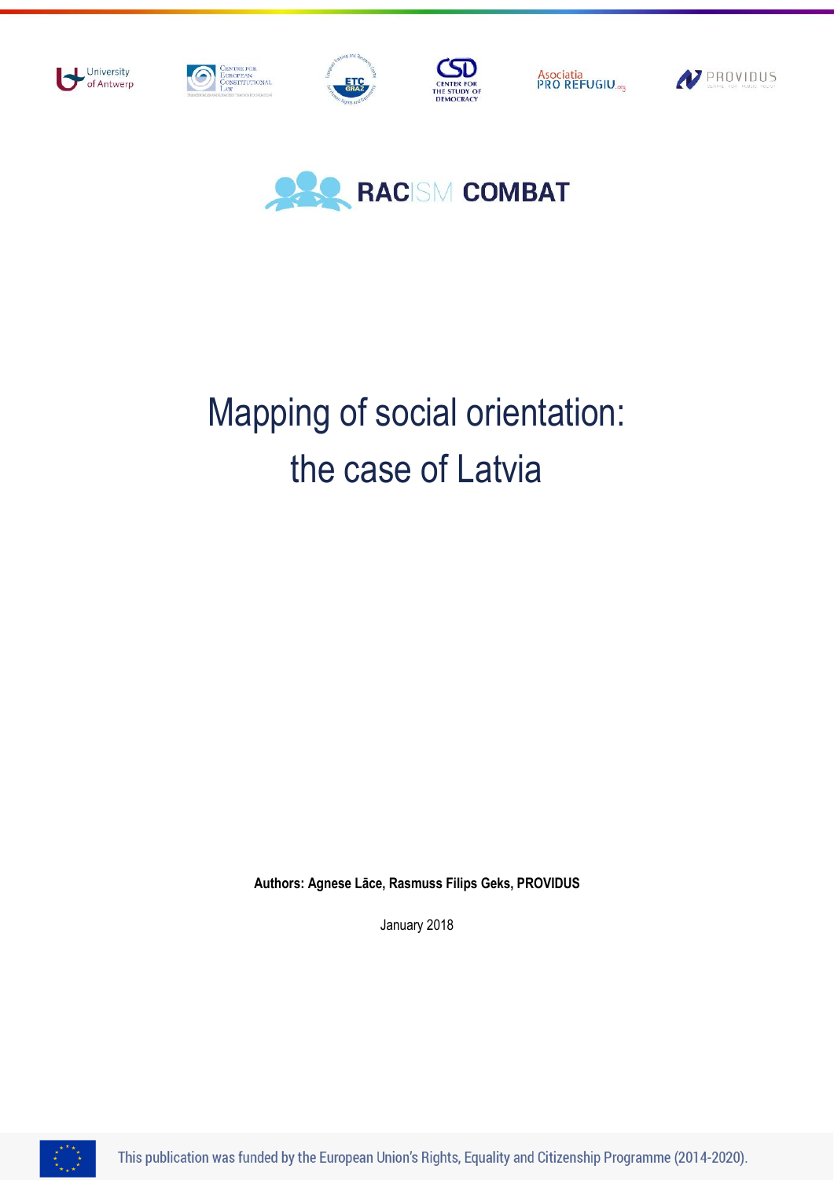RACISM COMBAT

# Mapping of social orientation: the case of Latvia

**Authors: Agnese Lāce, Rasmuss Filips Geks, PROVIDUS**

January 2018

This publication was funded by the European Union's Rights, Equality and Citizenship Programme (2014-2020).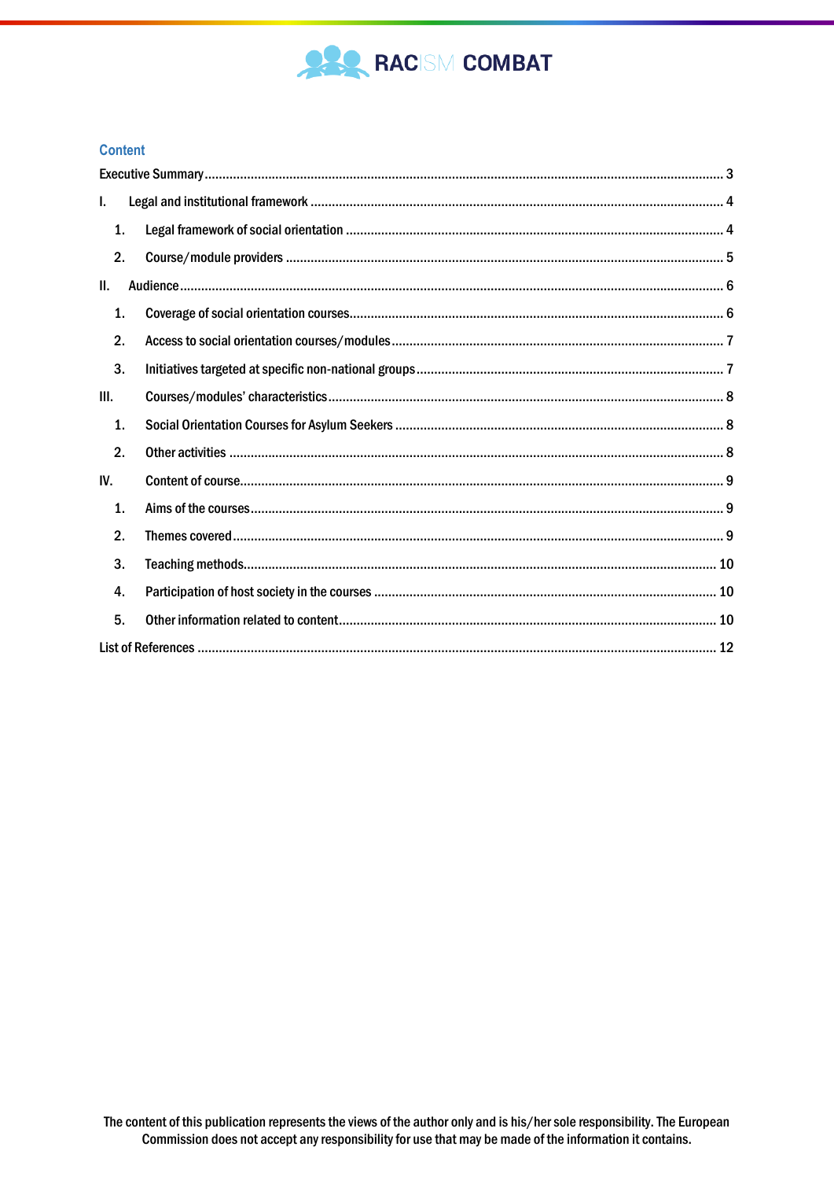## Content

Executive Summary ........ 3

I. Legal and institutional framework ........ 4

  1. Legal framework of social orientation ........ 4
  2. Course/module providers ........ 5

II. Audience ........ 6

  1. Coverage of social orientation courses ........ 6
  2. Access to social orientation courses/modules ........ 7
  3. Initiatives targeted at specific non-national groups ........ 7

III. Courses/modules' characteristics ........ 8

  1. Social Orientation Courses for Asylum Seekers ........ 8
  2. Other activities ........ 8

IV. Content of course ........ 9

  1. Aims of the courses ........ 9
  2. Themes covered ........ 9
  3. Teaching methods ........ 10
  4. Participation of host society in the courses ........ 10
  5. Other information related to content ........ 10

List of References ........ 12

The content of this publication represents the views of the author only and is his/her sole responsibility. The European Commission does not accept any responsibility for use that may be made of the information it contains.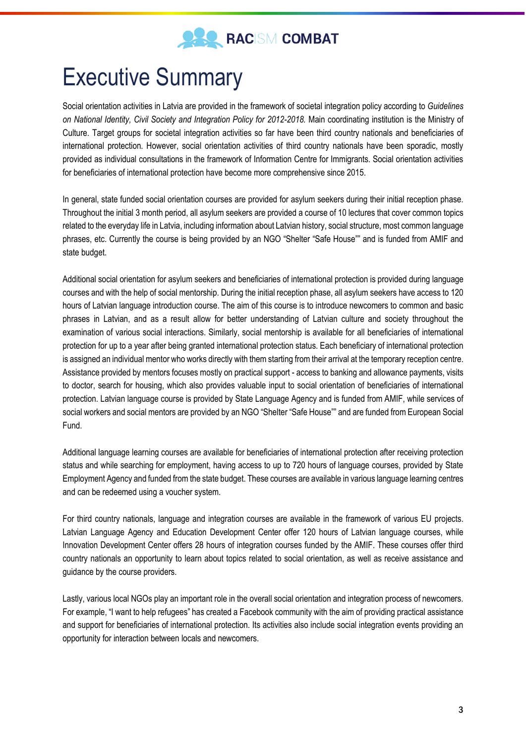# Executive Summary

Social orientation activities in Latvia are provided in the framework of societal integration policy according to *Guidelines on National Identity, Civil Society and Integration Policy for 2012-2018.* Main coordinating institution is the Ministry of Culture. Target groups for societal integration activities so far have been third country nationals and beneficiaries of international protection. However, social orientation activities of third country nationals have been sporadic, mostly provided as individual consultations in the framework of Information Centre for Immigrants. Social orientation activities for beneficiaries of international protection have become more comprehensive since 2015.

In general, state funded social orientation courses are provided for asylum seekers during their initial reception phase. Throughout the initial 3 month period, all asylum seekers are provided a course of 10 lectures that cover common topics related to the everyday life in Latvia, including information about Latvian history, social structure, most common language phrases, etc. Currently the course is being provided by an NGO "Shelter "Safe House"" and is funded from AMIF and state budget.

Additional social orientation for asylum seekers and beneficiaries of international protection is provided during language courses and with the help of social mentorship. During the initial reception phase, all asylum seekers have access to 120 hours of Latvian language introduction course. The aim of this course is to introduce newcomers to common and basic phrases in Latvian, and as a result allow for better understanding of Latvian culture and society throughout the examination of various social interactions. Similarly, social mentorship is available for all beneficiaries of international protection for up to a year after being granted international protection status. Each beneficiary of international protection is assigned an individual mentor who works directly with them starting from their arrival at the temporary reception centre. Assistance provided by mentors focuses mostly on practical support - access to banking and allowance payments, visits to doctor, search for housing, which also provides valuable input to social orientation of beneficiaries of international protection. Latvian language course is provided by State Language Agency and is funded from AMIF, while services of social workers and social mentors are provided by an NGO "Shelter "Safe House"" and are funded from European Social Fund.

Additional language learning courses are available for beneficiaries of international protection after receiving protection status and while searching for employment, having access to up to 720 hours of language courses, provided by State Employment Agency and funded from the state budget. These courses are available in various language learning centres and can be redeemed using a voucher system.

For third country nationals, language and integration courses are available in the framework of various EU projects. Latvian Language Agency and Education Development Center offer 120 hours of Latvian language courses, while Innovation Development Center offers 28 hours of integration courses funded by the AMIF. These courses offer third country nationals an opportunity to learn about topics related to social orientation, as well as receive assistance and guidance by the course providers.

Lastly, various local NGOs play an important role in the overall social orientation and integration process of newcomers. For example, "I want to help refugees" has created a Facebook community with the aim of providing practical assistance and support for beneficiaries of international protection. Its activities also include social integration events providing an opportunity for interaction between locals and newcomers.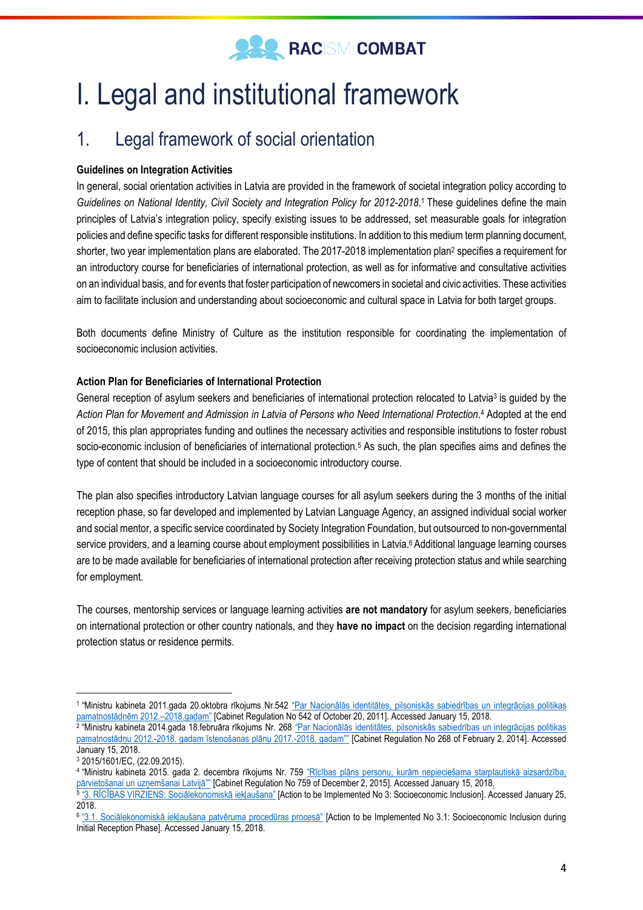# I. Legal and institutional framework

## 1. Legal framework of social orientation

**Guidelines on Integration Activities**

In general, social orientation activities in Latvia are provided in the framework of societal integration policy according to *Guidelines on National Identity, Civil Society and Integration Policy for 2012-2018*.[1] These guidelines define the main principles of Latvia's integration policy, specify existing issues to be addressed, set measurable goals for integration policies and define specific tasks for different responsible institutions. In addition to this medium term planning document, shorter, two year implementation plans are elaborated. The 2017-2018 implementation plan[2] specifies a requirement for an introductory course for beneficiaries of international protection, as well as for informative and consultative activities on an individual basis, and for events that foster participation of newcomers in societal and civic activities. These activities aim to facilitate inclusion and understanding about socioeconomic and cultural space in Latvia for both target groups.

Both documents define Ministry of Culture as the institution responsible for coordinating the implementation of socioeconomic inclusion activities.

**Action Plan for Beneficiaries of International Protection**

General reception of asylum seekers and beneficiaries of international protection relocated to Latvia[3] is guided by the *Action Plan for Movement and Admission in Latvia of Persons who Need International Protection*.[4] Adopted at the end of 2015, this plan appropriates funding and outlines the necessary activities and responsible institutions to foster robust socio-economic inclusion of beneficiaries of international protection.[5] As such, the plan specifies aims and defines the type of content that should be included in a socioeconomic introductory course.

The plan also specifies introductory Latvian language courses for all asylum seekers during the 3 months of the initial reception phase, so far developed and implemented by Latvian Language Agency, an assigned individual social worker and social mentor, a specific service coordinated by Society Integration Foundation, but outsourced to non-governmental service providers, and a learning course about employment possibilities in Latvia.[6] Additional language learning courses are to be made available for beneficiaries of international protection after receiving protection status and while searching for employment.

The courses, mentorship services or language learning activities **are not mandatory** for asylum seekers, beneficiaries on international protection or other country nationals, and they **have no impact** on the decision regarding international protection status or residence permits.

---

[1] "Ministru kabineta 2011.gada 20.oktobra rīkojums Nr.542 "Par Nacionālās identitātes, pilsoniskās sabiedrības un integrācijas politikas pamatnostādnēm 2012.–2018.gadam" [Cabinet Regulation No 542 of October 20, 2011]. Accessed January 15, 2018.

[2] "Ministru kabineta 2014.gada 18.februāra rīkojums Nr. 268 "Par Nacionālās identitātes, pilsoniskās sabiedrības un integrācijas politikas pamatnostādņu 2012.-2018. gadam īstenošanas plānu 2017.-2018. gadam"" [Cabinet Regulation No 268 of February 2, 2014]. Accessed January 15, 2018.

[3] 2015/1601/EC, (22.09.2015).

[4] "Ministru kabineta 2015. gada 2. decembra rīkojums Nr. 759 "Rīcības plāns personu, kurām nepieciešama starptautiskā aizsardzība, pārvietošanai un uzņemšanai Latvijā"" [Cabinet Regulation No 759 of December 2, 2015]. Accessed January 15, 2018.

[5] "3. RĪCĪBAS VIRZIENS: Sociālekonomiskā iekļaušana" [Action to be Implemented No 3: Socioeconomic Inclusion]. Accessed January 25, 2018.

[6] "3.1. Sociālekonomiskā iekļaušana patvēruma procedūras procesā" [Action to be Implemented No 3.1: Socioeconomic Inclusion during Initial Reception Phase]. Accessed January 15, 2018.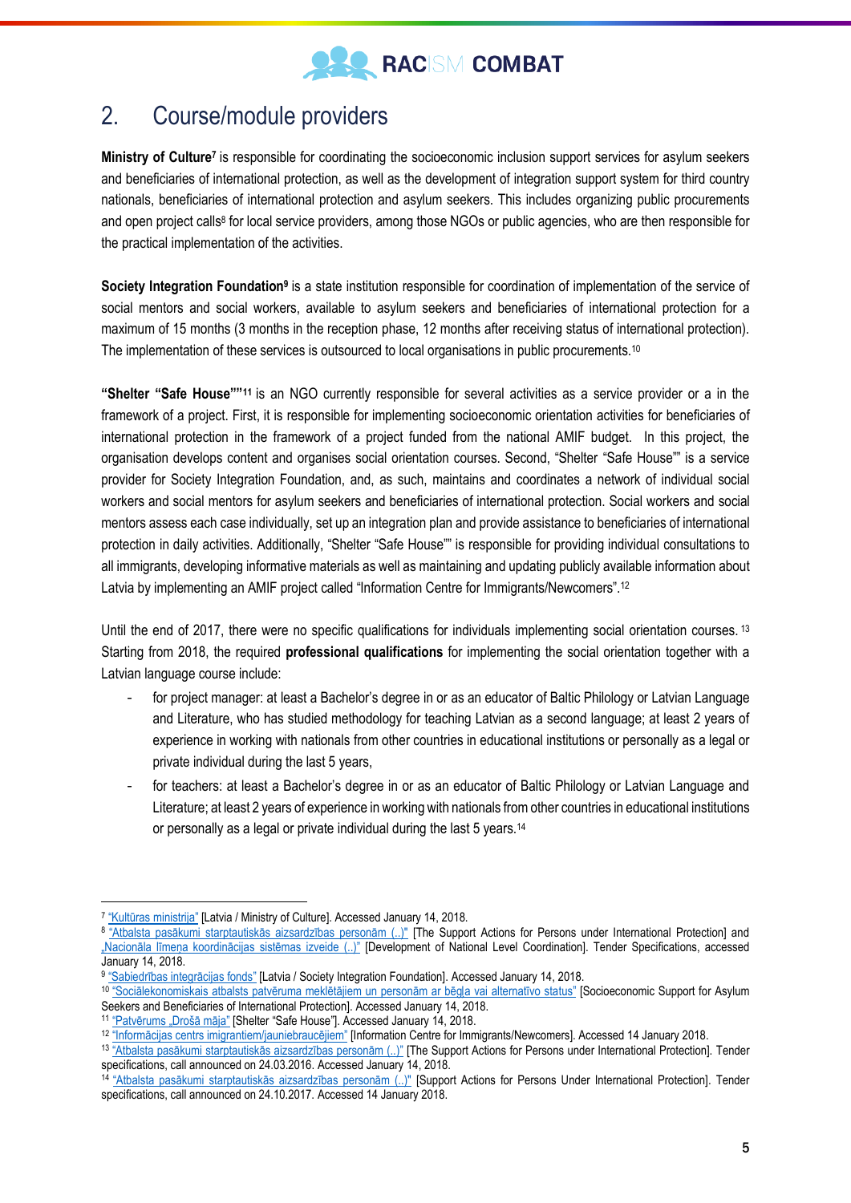## 2. Course/module providers

**Ministry of Culture**[7] is responsible for coordinating the socioeconomic inclusion support services for asylum seekers and beneficiaries of international protection, as well as the development of integration support system for third country nationals, beneficiaries of international protection and asylum seekers. This includes organizing public procurements and open project calls[8] for local service providers, among those NGOs or public agencies, who are then responsible for the practical implementation of the activities.

**Society Integration Foundation**[9] is a state institution responsible for coordination of implementation of the service of social mentors and social workers, available to asylum seekers and beneficiaries of international protection for a maximum of 15 months (3 months in the reception phase, 12 months after receiving status of international protection). The implementation of these services is outsourced to local organisations in public procurements.[10]

**"Shelter "Safe House""**[11] is an NGO currently responsible for several activities as a service provider or a in the framework of a project. First, it is responsible for implementing socioeconomic orientation activities for beneficiaries of international protection in the framework of a project funded from the national AMIF budget. In this project, the organisation develops content and organises social orientation courses. Second, "Shelter "Safe House"" is a service provider for Society Integration Foundation, and, as such, maintains and coordinates a network of individual social workers and social mentors for asylum seekers and beneficiaries of international protection. Social workers and social mentors assess each case individually, set up an integration plan and provide assistance to beneficiaries of international protection in daily activities. Additionally, "Shelter "Safe House"" is responsible for providing individual consultations to all immigrants, developing informative materials as well as maintaining and updating publicly available information about Latvia by implementing an AMIF project called "Information Centre for Immigrants/Newcomers".[12]

Until the end of 2017, there were no specific qualifications for individuals implementing social orientation courses.[13] Starting from 2018, the required **professional qualifications** for implementing the social orientation together with a Latvian language course include:

- for project manager: at least a Bachelor's degree in or as an educator of Baltic Philology or Latvian Language and Literature, who has studied methodology for teaching Latvian as a second language; at least 2 years of experience in working with nationals from other countries in educational institutions or personally as a legal or private individual during the last 5 years,
- for teachers: at least a Bachelor's degree in or as an educator of Baltic Philology or Latvian Language and Literature; at least 2 years of experience in working with nationals from other countries in educational institutions or personally as a legal or private individual during the last 5 years.[14]

---

[7] "Kultūras ministrija" [Latvia / Ministry of Culture]. Accessed January 14, 2018.

[8] "Atbalsta pasākumi starptautiskās aizsardzības personām (..)" [The Support Actions for Persons under International Protection] and „Nacionāla līmeņa koordinācijas sistēmas izveide (..)" [Development of National Level Coordination]. Tender Specifications, accessed January 14, 2018.

[9] "Sabiedrības integrācijas fonds" [Latvia / Society Integration Foundation]. Accessed January 14, 2018.

[10] "Sociālekonomiskais atbalsts patvēruma meklētājiem un personām ar bēgļa vai alternatīvo status" [Socioeconomic Support for Asylum Seekers and Beneficiaries of International Protection]. Accessed January 14, 2018.

[11] "Patvērums „Drošā māja" [Shelter "Safe House"]. Accessed January 14, 2018.

[12] "Informācijas centrs imigrantiem/jauniebraucējiem" [Information Centre for Immigrants/Newcomers]. Accessed 14 January 2018.

[13] "Atbalsta pasākumi starptautiskās aizsardzības personām (..)" [The Support Actions for Persons under International Protection]. Tender specifications, call announced on 24.03.2016. Accessed January 14, 2018.

[14] "Atbalsta pasākumi starptautiskās aizsardzības personām (..)" [Support Actions for Persons Under International Protection]. Tender specifications, call announced on 24.10.2017. Accessed 14 January 2018.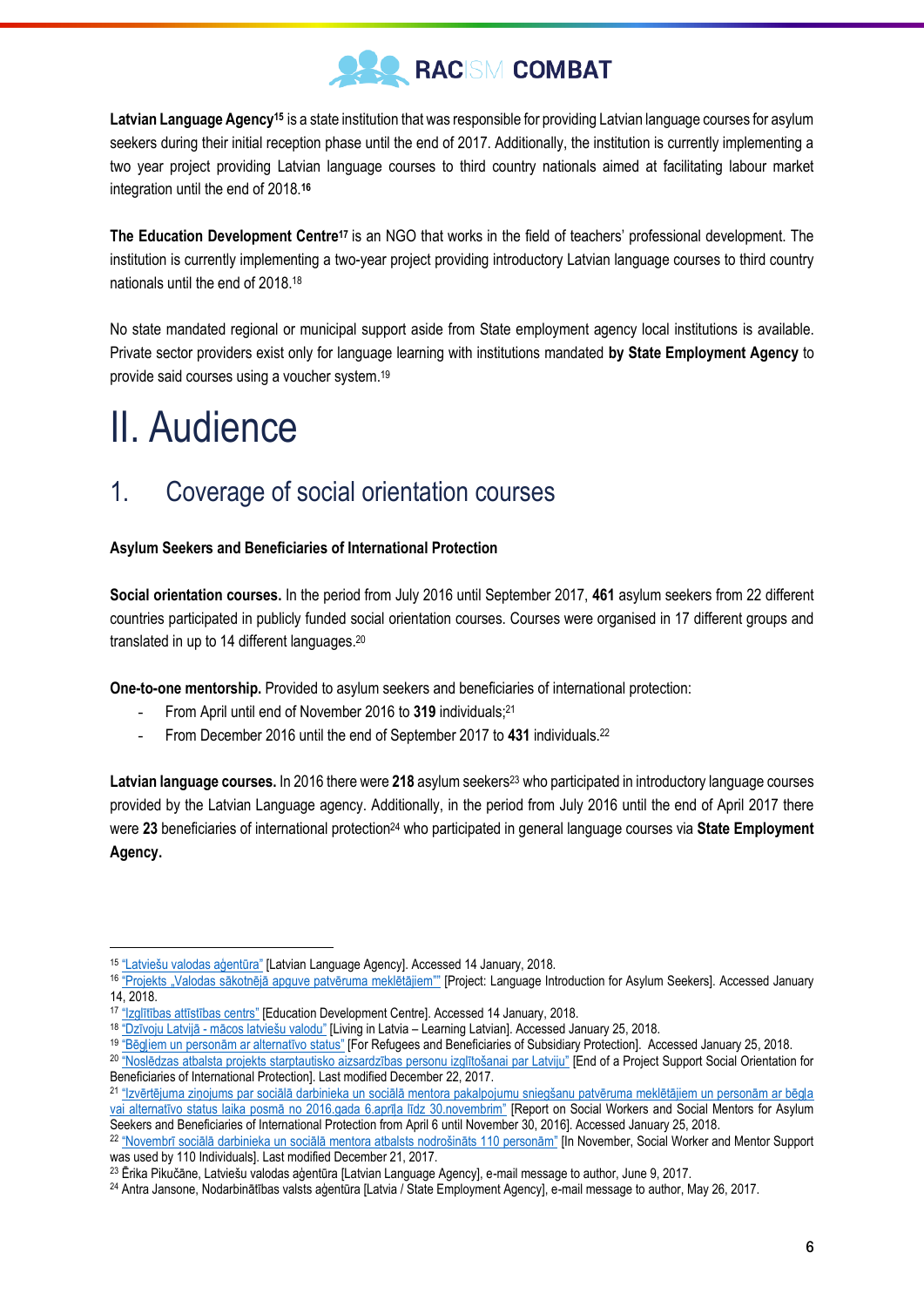**Latvian Language Agency**[15] is a state institution that was responsible for providing Latvian language courses for asylum seekers during their initial reception phase until the end of 2017. Additionally, the institution is currently implementing a two year project providing Latvian language courses to third country nationals aimed at facilitating labour market integration until the end of 2018.[16]

**The Education Development Centre**[17] is an NGO that works in the field of teachers' professional development. The institution is currently implementing a two-year project providing introductory Latvian language courses to third country nationals until the end of 2018.[18]

No state mandated regional or municipal support aside from State employment agency local institutions is available. Private sector providers exist only for language learning with institutions mandated **by State Employment Agency** to provide said courses using a voucher system.[19]

# II. Audience

## 1. Coverage of social orientation courses

**Asylum Seekers and Beneficiaries of International Protection**

**Social orientation courses.** In the period from July 2016 until September 2017, **461** asylum seekers from 22 different countries participated in publicly funded social orientation courses. Courses were organised in 17 different groups and translated in up to 14 different languages.[20]

**One-to-one mentorship.** Provided to asylum seekers and beneficiaries of international protection:

- From April until end of November 2016 to **319** individuals;[21]
- From December 2016 until the end of September 2017 to **431** individuals.[22]

**Latvian language courses.** In 2016 there were **218** asylum seekers[23] who participated in introductory language courses provided by the Latvian Language agency. Additionally, in the period from July 2016 until the end of April 2017 there were **23** beneficiaries of international protection[24] who participated in general language courses via **State Employment Agency.**

---

[15] "Latviešu valodas aģentūra" [Latvian Language Agency]. Accessed 14 January, 2018.

[16] "Projekts „Valodas sākotnējā apguve patvēruma meklētājiem"" [Project: Language Introduction for Asylum Seekers]. Accessed January 14, 2018.

[17] "Izglītības attīstības centrs" [Education Development Centre]. Accessed 14 January, 2018.

[18] "Dzīvoju Latvijā - mācos latviešu valodu" [Living in Latvia – Learning Latvian]. Accessed January 25, 2018.

[19] "Bēgļiem un personām ar alternatīvo status" [For Refugees and Beneficiaries of Subsidiary Protection]. Accessed January 25, 2018.

[20] "Noslēdzas atbalsta projekts starptautisko aizsardzības personu izglītošanai par Latviju" [End of a Project Support Social Orientation for Beneficiaries of International Protection]. Last modified December 22, 2017.

[21] "Izvērtējuma ziņojums par sociālā darbinieka un sociālā mentora pakalpojumu sniegšanu patvēruma meklētājiem un personām ar bēgļa vai alternatīvo status laika posmā no 2016.gada 6.aprīļa līdz 30.novembrim" [Report on Social Workers and Social Mentors for Asylum Seekers and Beneficiaries of International Protection from April 6 until November 30, 2016]. Accessed January 25, 2018.

[22] "Novembrī sociālā darbinieka un sociālā mentora atbalsts nodrošināts 110 personām" [In November, Social Worker and Mentor Support was used by 110 Individuals]. Last modified December 21, 2017.

[23] Ērika Pikučāne, Latviešu valodas aģentūra [Latvian Language Agency], e-mail message to author, June 9, 2017.

[24] Antra Jansone, Nodarbinātības valsts aģentūra [Latvia / State Employment Agency], e-mail message to author, May 26, 2017.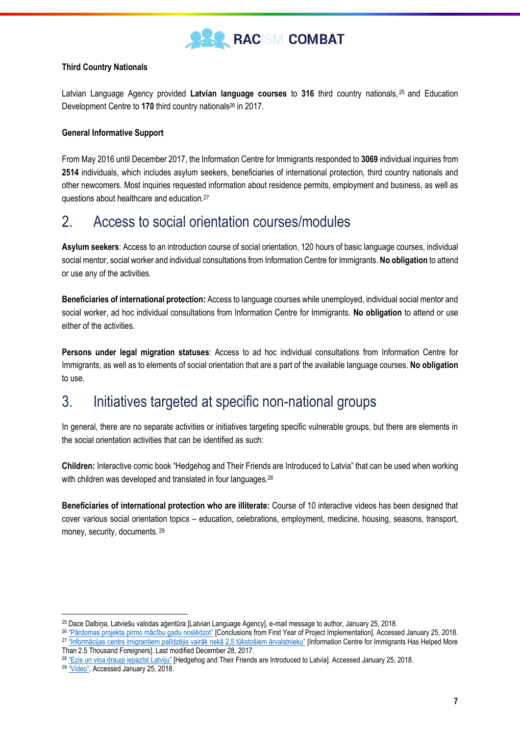**Third Country Nationals**

Latvian Language Agency provided **Latvian language courses** to **316** third country nationals,[25] and Education Development Centre to **170** third country nationals[26] in 2017.

**General Informative Support**

From May 2016 until December 2017, the Information Centre for Immigrants responded to **3069** individual inquiries from **2514** individuals, which includes asylum seekers, beneficiaries of international protection, third country nationals and other newcomers. Most inquiries requested information about residence permits, employment and business, as well as questions about healthcare and education.[27]

## 2. Access to social orientation courses/modules

**Asylum seekers**: Access to an introduction course of social orientation, 120 hours of basic language courses, individual social mentor, social worker and individual consultations from Information Centre for Immigrants. **No obligation** to attend or use any of the activities.

**Beneficiaries of international protection:** Access to language courses while unemployed, individual social mentor and social worker, ad hoc individual consultations from Information Centre for Immigrants. **No obligation** to attend or use either of the activities.

**Persons under legal migration statuses**: Access to ad hoc individual consultations from Information Centre for Immigrants, as well as to elements of social orientation that are a part of the available language courses. **No obligation** to use.

## 3. Initiatives targeted at specific non-national groups

In general, there are no separate activities or initiatives targeting specific vulnerable groups, but there are elements in the social orientation activities that can be identified as such:

**Children:** Interactive comic book "Hedgehog and Their Friends are Introduced to Latvia" that can be used when working with children was developed and translated in four languages.[28]

**Beneficiaries of international protection who are illiterate:** Course of 10 interactive videos has been designed that cover various social orientation topics – education, celebrations, employment, medicine, housing, seasons, transport, money, security, documents.[29]

---

[25] Dace Dalbiņa, Latviešu valodas aģentūra [Latvian Language Agency], e-mail message to author, January 25, 2018.

[26] "Pārdomas projekta pirmo mācību gadu noslēdzot" [Conclusions from First Year of Project Implementation]. Accessed January 25, 2018.

[27] "Informācijas centrs imigrantiem palīdzējis vairāk nekā 2,5 tūkstošiem ārvalstnieku" [Information Centre for Immigrants Has Helped More Than 2.5 Thousand Foreigners]. Last modified December 28, 2017.

[28] "Ezis un viņa draugi iepazīst Latviju" [Hedgehog and Their Friends are Introduced to Latvia]. Accessed January 25, 2018.

[29] "Video". Accessed January 25, 2018.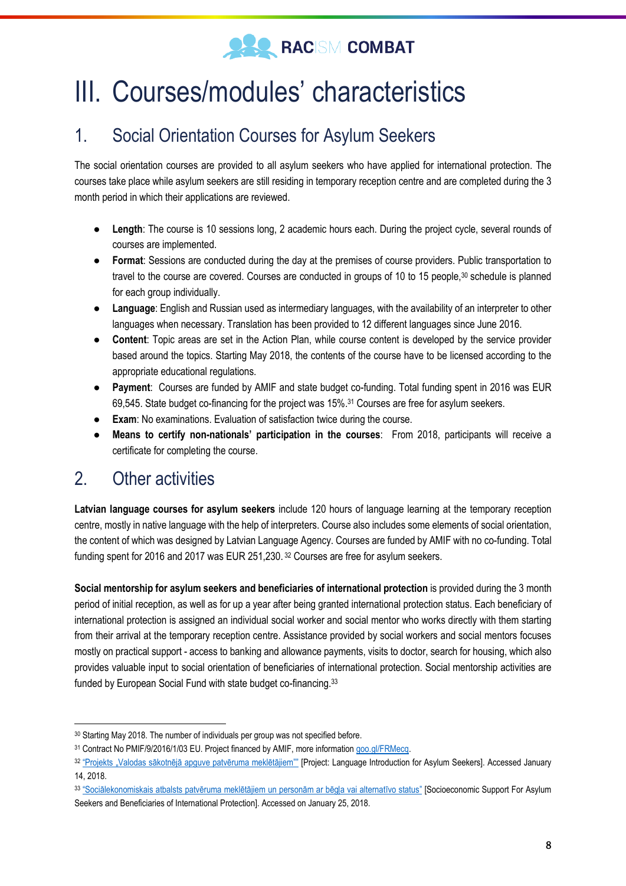# III. Courses/modules' characteristics

## 1. Social Orientation Courses for Asylum Seekers

The social orientation courses are provided to all asylum seekers who have applied for international protection. The courses take place while asylum seekers are still residing in temporary reception centre and are completed during the 3 month period in which their applications are reviewed.

- **Length**: The course is 10 sessions long, 2 academic hours each. During the project cycle, several rounds of courses are implemented.
- **Format**: Sessions are conducted during the day at the premises of course providers. Public transportation to travel to the course are covered. Courses are conducted in groups of 10 to 15 people,[30] schedule is planned for each group individually.
- **Language**: English and Russian used as intermediary languages, with the availability of an interpreter to other languages when necessary. Translation has been provided to 12 different languages since June 2016.
- **Content**: Topic areas are set in the Action Plan, while course content is developed by the service provider based around the topics. Starting May 2018, the contents of the course have to be licensed according to the appropriate educational regulations.
- **Payment**: Courses are funded by AMIF and state budget co-funding. Total funding spent in 2016 was EUR 69,545. State budget co-financing for the project was 15%.[31] Courses are free for asylum seekers.
- **Exam**: No examinations. Evaluation of satisfaction twice during the course.
- **Means to certify non-nationals' participation in the courses**: From 2018, participants will receive a certificate for completing the course.

## 2. Other activities

**Latvian language courses for asylum seekers** include 120 hours of language learning at the temporary reception centre, mostly in native language with the help of interpreters. Course also includes some elements of social orientation, the content of which was designed by Latvian Language Agency. Courses are funded by AMIF with no co-funding. Total funding spent for 2016 and 2017 was EUR 251,230.[32] Courses are free for asylum seekers.

**Social mentorship for asylum seekers and beneficiaries of international protection** is provided during the 3 month period of initial reception, as well as for up a year after being granted international protection status. Each beneficiary of international protection is assigned an individual social worker and social mentor who works directly with them starting from their arrival at the temporary reception centre. Assistance provided by social workers and social mentors focuses mostly on practical support - access to banking and allowance payments, visits to doctor, search for housing, which also provides valuable input to social orientation of beneficiaries of international protection. Social mentorship activities are funded by European Social Fund with state budget co-financing.[33]

---

[30] Starting May 2018. The number of individuals per group was not specified before.

[31] Contract No PMIF/9/2016/1/03 EU. Project financed by AMIF, more information goo.gl/FRMecq.

[32] "Projekts „Valodas sākotnējā apguve patvēruma meklētājiem"" [Project: Language Introduction for Asylum Seekers]. Accessed January 14, 2018.

[33] "Sociālekonomiskais atbalsts patvēruma meklētājiem un personām ar bēgļa vai alternatīvo status" [Socioeconomic Support For Asylum Seekers and Beneficiaries of International Protection]. Accessed on January 25, 2018.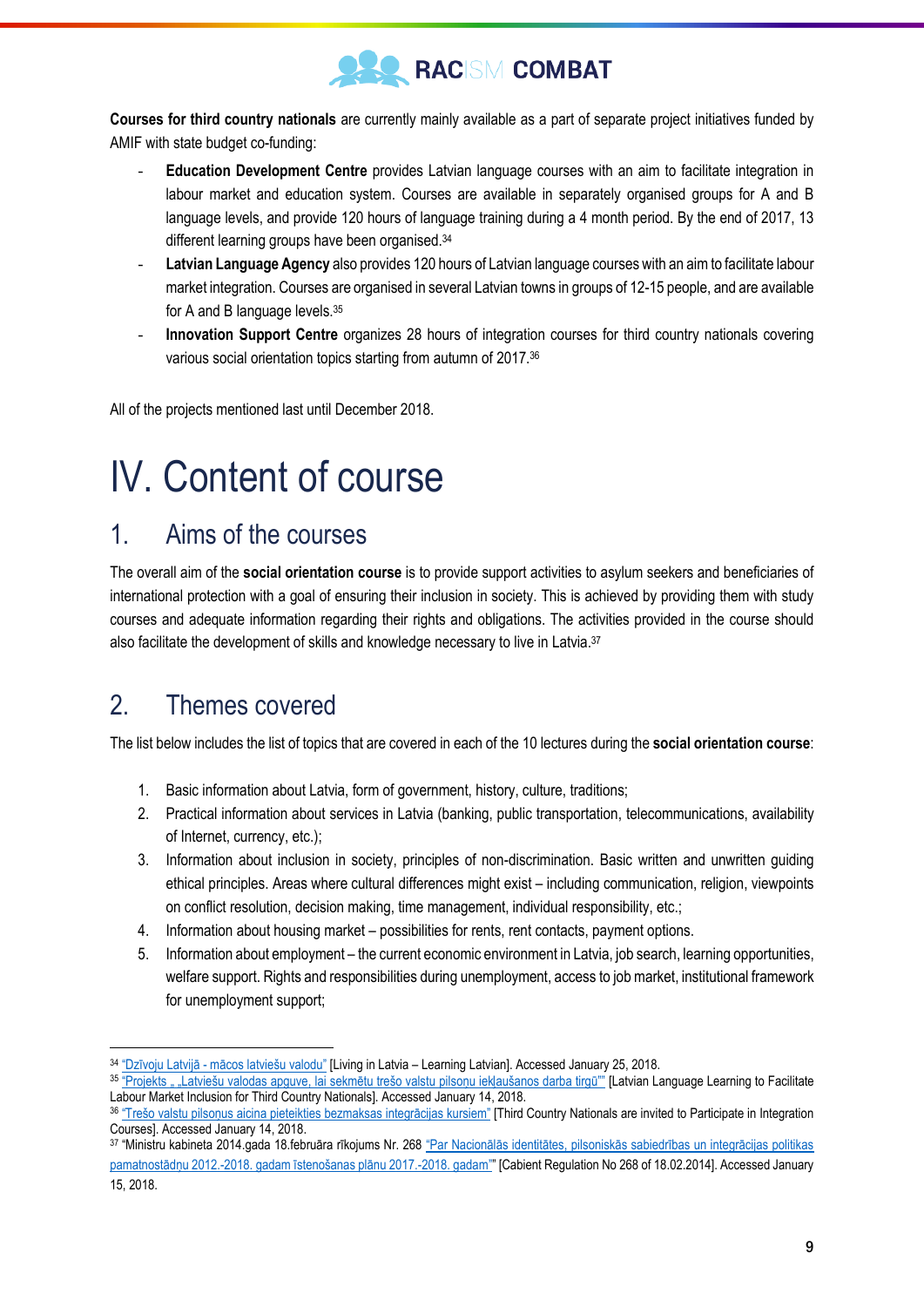**Courses for third country nationals** are currently mainly available as a part of separate project initiatives funded by AMIF with state budget co-funding:

- **Education Development Centre** provides Latvian language courses with an aim to facilitate integration in labour market and education system. Courses are available in separately organised groups for A and B language levels, and provide 120 hours of language training during a 4 month period. By the end of 2017, 13 different learning groups have been organised.[34]
- **Latvian Language Agency** also provides 120 hours of Latvian language courses with an aim to facilitate labour market integration. Courses are organised in several Latvian towns in groups of 12-15 people, and are available for A and B language levels.[35]
- **Innovation Support Centre** organizes 28 hours of integration courses for third country nationals covering various social orientation topics starting from autumn of 2017.[36]

All of the projects mentioned last until December 2018.

# IV. Content of course

## 1. Aims of the courses

The overall aim of the **social orientation course** is to provide support activities to asylum seekers and beneficiaries of international protection with a goal of ensuring their inclusion in society. This is achieved by providing them with study courses and adequate information regarding their rights and obligations. The activities provided in the course should also facilitate the development of skills and knowledge necessary to live in Latvia.[37]

## 2. Themes covered

The list below includes the list of topics that are covered in each of the 10 lectures during the **social orientation course**:

1. Basic information about Latvia, form of government, history, culture, traditions;
2. Practical information about services in Latvia (banking, public transportation, telecommunications, availability of Internet, currency, etc.);
3. Information about inclusion in society, principles of non-discrimination. Basic written and unwritten guiding ethical principles. Areas where cultural differences might exist – including communication, religion, viewpoints on conflict resolution, decision making, time management, individual responsibility, etc.;
4. Information about housing market – possibilities for rents, rent contacts, payment options.
5. Information about employment – the current economic environment in Latvia, job search, learning opportunities, welfare support. Rights and responsibilities during unemployment, access to job market, institutional framework for unemployment support;

---

[34] "Dzīvoju Latvijā - mācos latviešu valodu" [Living in Latvia – Learning Latvian]. Accessed January 25, 2018.

[35] "Projekts „Latviešu valodas apguve, lai sekmētu trešo valstu pilsoņu iekļaušanos darba tirgū"" [Latvian Language Learning to Facilitate Labour Market Inclusion for Third Country Nationals]. Accessed January 14, 2018.

[36] "Trešo valstu pilsoņus aicina pieteikties bezmaksas integrācijas kursiem" [Third Country Nationals are invited to Participate in Integration Courses]. Accessed January 14, 2018.

[37] "Ministru kabineta 2014.gada 18.februāra rīkojums Nr. 268 "Par Nacionālās identitātes, pilsoniskās sabiedrības un integrācijas politikas pamatnostādņu 2012.-2018. gadam īstenošanas plānu 2017.-2018. gadam"" [Cabient Regulation No 268 of 18.02.2014]. Accessed January 15, 2018.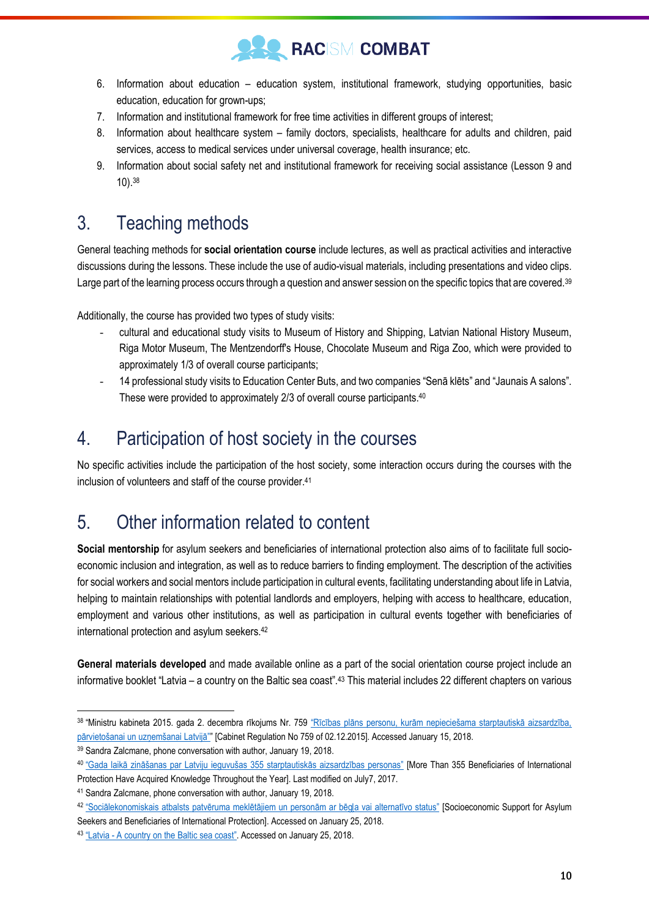6. Information about education – education system, institutional framework, studying opportunities, basic education, education for grown-ups;
7. Information and institutional framework for free time activities in different groups of interest;
8. Information about healthcare system – family doctors, specialists, healthcare for adults and children, paid services, access to medical services under universal coverage, health insurance; etc.
9. Information about social safety net and institutional framework for receiving social assistance (Lesson 9 and 10).[38]

# 3. Teaching methods

General teaching methods for **social orientation course** include lectures, as well as practical activities and interactive discussions during the lessons. These include the use of audio-visual materials, including presentations and video clips. Large part of the learning process occurs through a question and answer session on the specific topics that are covered.[39]

Additionally, the course has provided two types of study visits:

- cultural and educational study visits to Museum of History and Shipping, Latvian National History Museum, Riga Motor Museum, The Mentzendorff's House, Chocolate Museum and Riga Zoo, which were provided to approximately 1/3 of overall course participants;
- 14 professional study visits to Education Center Buts, and two companies "Senā klēts" and "Jaunais A salons". These were provided to approximately 2/3 of overall course participants.[40]

# 4. Participation of host society in the courses

No specific activities include the participation of the host society, some interaction occurs during the courses with the inclusion of volunteers and staff of the course provider.[41]

# 5. Other information related to content

**Social mentorship** for asylum seekers and beneficiaries of international protection also aims of to facilitate full socio-economic inclusion and integration, as well as to reduce barriers to finding employment. The description of the activities for social workers and social mentors include participation in cultural events, facilitating understanding about life in Latvia, helping to maintain relationships with potential landlords and employers, helping with access to healthcare, education, employment and various other institutions, as well as participation in cultural events together with beneficiaries of international protection and asylum seekers.[42]

**General materials developed** and made available online as a part of the social orientation course project include an informative booklet "Latvia – a country on the Baltic sea coast".[43] This material includes 22 different chapters on various

---

[38] "Ministru kabineta 2015. gada 2. decembra rīkojums Nr. 759 "Rīcības plāns personu, kurām nepieciešama starptautiskā aizsardzība, pārvietošanai un uzņemšanai Latvijā"" [Cabinet Regulation No 759 of 02.12.2015]. Accessed January 15, 2018.

[39] Sandra Zalcmane, phone conversation with author, January 19, 2018.

[40] "Gada laikā zināšanas par Latviju ieguvušas 355 starptautiskās aizsardzības personas" [More Than 355 Beneficiaries of International Protection Have Acquired Knowledge Throughout the Year]. Last modified on July7, 2017.

[41] Sandra Zalcmane, phone conversation with author, January 19, 2018.

[42] "Sociālekonomiskais atbalsts patvēruma meklētājiem un personām ar bēgļa vai alternatīvo status" [Socioeconomic Support for Asylum Seekers and Beneficiaries of International Protection]. Accessed on January 25, 2018.

[43] "Latvia - A country on the Baltic sea coast". Accessed on January 25, 2018.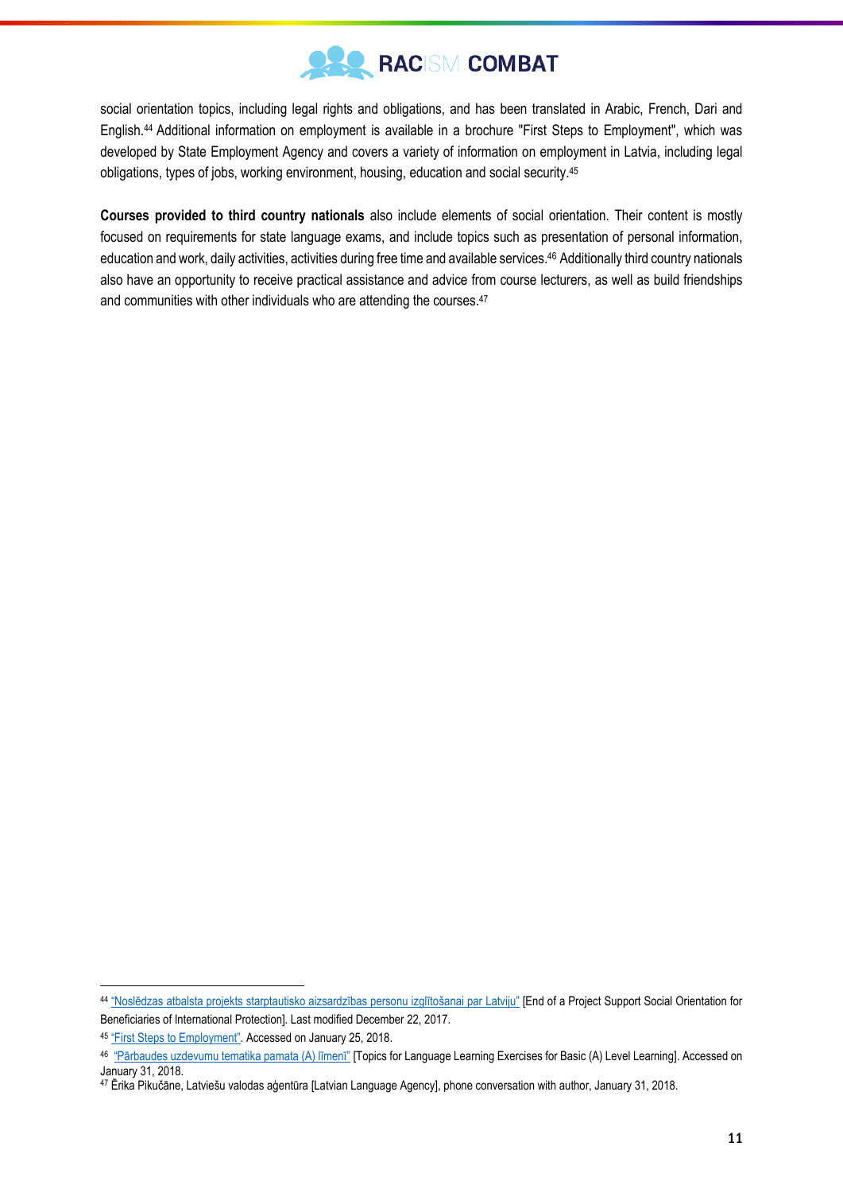social orientation topics, including legal rights and obligations, and has been translated in Arabic, French, Dari and English.[44] Additional information on employment is available in a brochure "First Steps to Employment", which was developed by State Employment Agency and covers a variety of information on employment in Latvia, including legal obligations, types of jobs, working environment, housing, education and social security.[45]

**Courses provided to third country nationals** also include elements of social orientation. Their content is mostly focused on requirements for state language exams, and include topics such as presentation of personal information, education and work, daily activities, activities during free time and available services.[46] Additionally third country nationals also have an opportunity to receive practical assistance and advice from course lecturers, as well as build friendships and communities with other individuals who are attending the courses.[47]

---

[44] "Noslēdzas atbalsta projekts starptautisko aizsardzības personu izglītošanai par Latviju" [End of a Project Support Social Orientation for Beneficiaries of International Protection]. Last modified December 22, 2017.

[45] "First Steps to Employment". Accessed on January 25, 2018.

[46] "Pārbaudes uzdevumu tematika pamata (A) līmenī" [Topics for Language Learning Exercises for Basic (A) Level Learning]. Accessed on January 31, 2018.

[47] Ērika Pikučāne, Latviešu valodas aģentūra [Latvian Language Agency], phone conversation with author, January 31, 2018.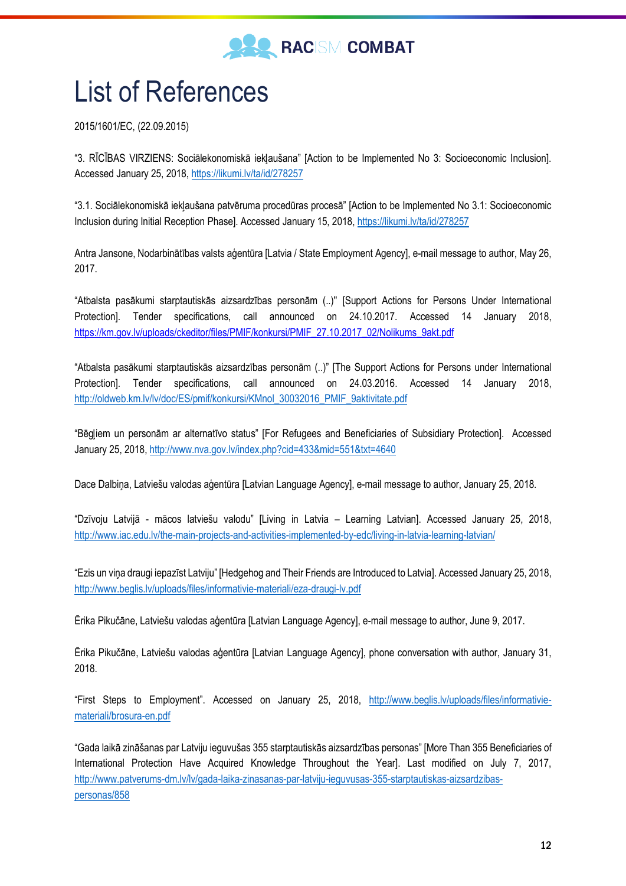# List of References

2015/1601/EC, (22.09.2015)

"3. RĪCĪBAS VIRZIENS: Sociālekonomiskā iekļaušana" [Action to be Implemented No 3: Socioeconomic Inclusion]. Accessed January 25, 2018, https://likumi.lv/ta/id/278257

"3.1. Sociālekonomiskā iekļaušana patvēruma procedūras procesā" [Action to be Implemented No 3.1: Socioeconomic Inclusion during Initial Reception Phase]. Accessed January 15, 2018, https://likumi.lv/ta/id/278257

Antra Jansone, Nodarbinātības valsts aģentūra [Latvia / State Employment Agency], e-mail message to author, May 26, 2017.

"Atbalsta pasākumi starptautiskās aizsardzības personām (..)" [Support Actions for Persons Under International Protection]. Tender specifications, call announced on 24.10.2017. Accessed 14 January 2018, https://km.gov.lv/uploads/ckeditor/files/PMIF/konkursi/PMIF_27.10.2017_02/Nolikums_9akt.pdf

"Atbalsta pasākumi starptautiskās aizsardzības personām (..)" [The Support Actions for Persons under International Protection]. Tender specifications, call announced on 24.03.2016. Accessed 14 January 2018, http://oldweb.km.lv/lv/doc/ES/pmif/konkursi/KMnol_30032016_PMIF_9aktivitate.pdf

"Bēgļiem un personām ar alternatīvo status" [For Refugees and Beneficiaries of Subsidiary Protection]. Accessed January 25, 2018, http://www.nva.gov.lv/index.php?cid=433&mid=551&txt=4640

Dace Dalbiņa, Latviešu valodas aģentūra [Latvian Language Agency], e-mail message to author, January 25, 2018.

"Dzīvoju Latvijā - mācos latviešu valodu" [Living in Latvia – Learning Latvian]. Accessed January 25, 2018, http://www.iac.edu.lv/the-main-projects-and-activities-implemented-by-edc/living-in-latvia-learning-latvian/

"Ezis un viņa draugi iepazīst Latviju" [Hedgehog and Their Friends are Introduced to Latvia]. Accessed January 25, 2018, http://www.beglis.lv/uploads/files/informativie-materiali/eza-draugi-lv.pdf

Ērika Pikučāne, Latviešu valodas aģentūra [Latvian Language Agency], e-mail message to author, June 9, 2017.

Ērika Pikučāne, Latviešu valodas aģentūra [Latvian Language Agency], phone conversation with author, January 31, 2018.

"First Steps to Employment". Accessed on January 25, 2018, http://www.beglis.lv/uploads/files/informativie-materiali/brosura-en.pdf

"Gada laikā zināšanas par Latviju ieguvušas 355 starptautiskās aizsardzības personas" [More Than 355 Beneficiaries of International Protection Have Acquired Knowledge Throughout the Year]. Last modified on July 7, 2017, http://www.patverums-dm.lv/lv/gada-laika-zinasanas-par-latviju-ieguvusas-355-starptautiskas-aizsardzibas-personas/858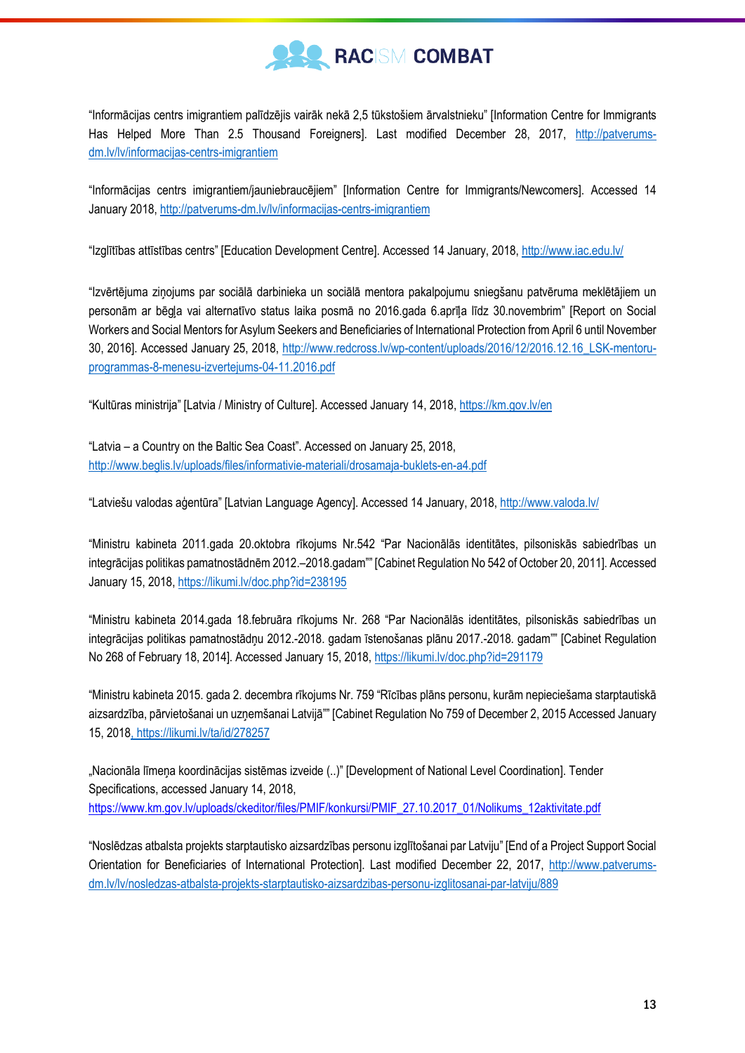"Informācijas centrs imigrantiem palīdzējis vairāk nekā 2,5 tūkstošiem ārvalstnieku" [Information Centre for Immigrants Has Helped More Than 2.5 Thousand Foreigners]. Last modified December 28, 2017, http://patverums-dm.lv/lv/informacijas-centrs-imigrantiem

"Informācijas centrs imigrantiem/jauniebraucējiem" [Information Centre for Immigrants/Newcomers]. Accessed 14 January 2018, http://patverums-dm.lv/lv/informacijas-centrs-imigrantiem

"Izglītības attīstības centrs" [Education Development Centre]. Accessed 14 January, 2018, http://www.iac.edu.lv/

"Izvērtējuma ziņojums par sociālā darbinieka un sociālā mentora pakalpojumu sniegšanu patvēruma meklētājiem un personām ar bēgļa vai alternatīvo status laika posmā no 2016.gada 6.aprīļa līdz 30.novembrim" [Report on Social Workers and Social Mentors for Asylum Seekers and Beneficiaries of International Protection from April 6 until November 30, 2016]. Accessed January 25, 2018, http://www.redcross.lv/wp-content/uploads/2016/12/2016.12.16_LSK-mentoru-programmas-8-menesu-izvertejums-04-11.2016.pdf

"Kultūras ministrija" [Latvia / Ministry of Culture]. Accessed January 14, 2018, https://km.gov.lv/en

"Latvia – a Country on the Baltic Sea Coast". Accessed on January 25, 2018, http://www.beglis.lv/uploads/files/informativie-materiali/drosamaja-buklets-en-a4.pdf

"Latviešu valodas aģentūra" [Latvian Language Agency]. Accessed 14 January, 2018, http://www.valoda.lv/

"Ministru kabineta 2011.gada 20.oktobra rīkojums Nr.542 "Par Nacionālās identitātes, pilsoniskās sabiedrības un integrācijas politikas pamatnostādnēm 2012.–2018.gadam"" [Cabinet Regulation No 542 of October 20, 2011]. Accessed January 15, 2018, https://likumi.lv/doc.php?id=238195

"Ministru kabineta 2014.gada 18.februāra rīkojums Nr. 268 "Par Nacionālās identitātes, pilsoniskās sabiedrības un integrācijas politikas pamatnostādņu 2012.-2018. gadam īstenošanas plānu 2017.-2018. gadam"" [Cabinet Regulation No 268 of February 18, 2014]. Accessed January 15, 2018, https://likumi.lv/doc.php?id=291179

"Ministru kabineta 2015. gada 2. decembra rīkojums Nr. 759 "Rīcības plāns personu, kurām nepieciešama starptautiskā aizsardzība, pārvietošanai un uzņemšanai Latvijā"" [Cabinet Regulation No 759 of December 2, 2015 Accessed January 15, 2018, https://likumi.lv/ta/id/278257

„Nacionāla līmeņa koordinācijas sistēmas izveide (..)" [Development of National Level Coordination]. Tender Specifications, accessed January 14, 2018, https://www.km.gov.lv/uploads/ckeditor/files/PMIF/konkursi/PMIF_27.10.2017_01/Nolikums_12aktivitate.pdf

"Noslēdzas atbalsta projekts starptautisko aizsardzības personu izglītošanai par Latviju" [End of a Project Support Social Orientation for Beneficiaries of International Protection]. Last modified December 22, 2017, http://www.patverums-dm.lv/lv/nosledzas-atbalsta-projekts-starptautisko-aizsardzibas-personu-izglitosanai-par-latviju/889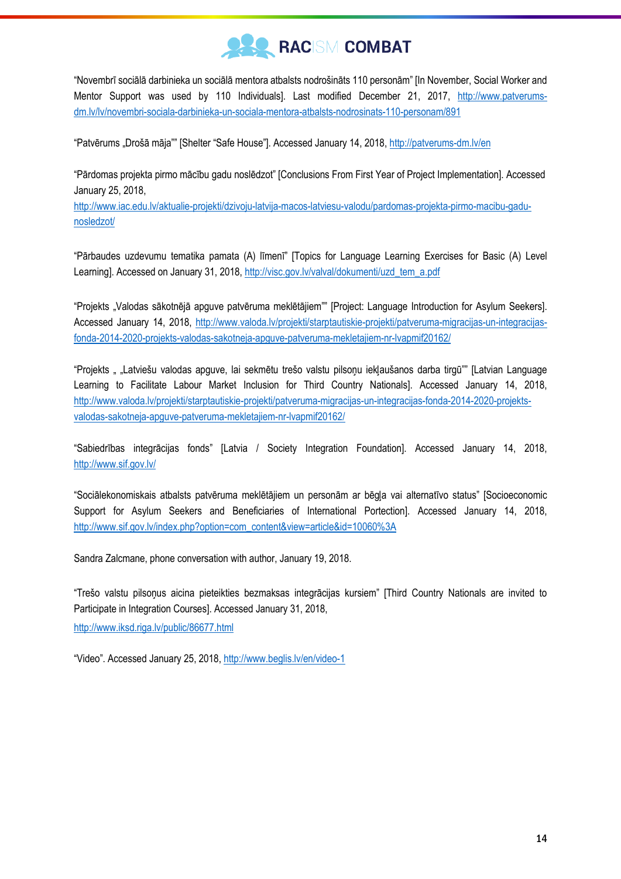"Novembrī sociālā darbinieka un sociālā mentora atbalsts nodrošināts 110 personām" [In November, Social Worker and Mentor Support was used by 110 Individuals]. Last modified December 21, 2017, http://www.patverums-dm.lv/lv/novembri-sociala-darbinieka-un-sociala-mentora-atbalsts-nodrosinats-110-personam/891

"Patvērums „Drošā māja"" [Shelter "Safe House"]. Accessed January 14, 2018, http://patverums-dm.lv/en

"Pārdomas projekta pirmo mācību gadu noslēdzot" [Conclusions From First Year of Project Implementation]. Accessed January 25, 2018, http://www.iac.edu.lv/aktualie-projekti/dzivoju-latvija-macos-latviesu-valodu/pardomas-projekta-pirmo-macibu-gadu-nosledzot/

"Pārbaudes uzdevumu tematika pamata (A) līmenī" [Topics for Language Learning Exercises for Basic (A) Level Learning]. Accessed on January 31, 2018, http://visc.gov.lv/valval/dokumenti/uzd_tem_a.pdf

"Projekts „Valodas sākotnējā apguve patvēruma meklētājiem"" [Project: Language Introduction for Asylum Seekers]. Accessed January 14, 2018, http://www.valoda.lv/projekti/starptautiskie-projekti/patveruma-migracijas-un-integracijas-fonda-2014-2020-projekts-valodas-sakotneja-apguve-patveruma-mekletajiem-nr-lvapmif20162/

"Projekts „ „Latviešu valodas apguve, lai sekmētu trešo valstu pilsoņu iekļaušanos darba tirgū"" [Latvian Language Learning to Facilitate Labour Market Inclusion for Third Country Nationals]. Accessed January 14, 2018, http://www.valoda.lv/projekti/starptautiskie-projekti/patveruma-migracijas-un-integracijas-fonda-2014-2020-projekts-valodas-sakotneja-apguve-patveruma-mekletajiem-nr-lvapmif20162/

"Sabiedrības integrācijas fonds" [Latvia / Society Integration Foundation]. Accessed January 14, 2018, http://www.sif.gov.lv/

"Sociālekonomiskais atbalsts patvēruma meklētājiem un personām ar bēgļa vai alternatīvo status" [Socioeconomic Support for Asylum Seekers and Beneficiaries of International Portection]. Accessed January 14, 2018, http://www.sif.gov.lv/index.php?option=com_content&view=article&id=10060%3A

Sandra Zalcmane, phone conversation with author, January 19, 2018.

"Trešo valstu pilsoņus aicina pieteikties bezmaksas integrācijas kursiem" [Third Country Nationals are invited to Participate in Integration Courses]. Accessed January 31, 2018,

http://www.iksd.riga.lv/public/86677.html

"Video". Accessed January 25, 2018, http://www.beglis.lv/en/video-1